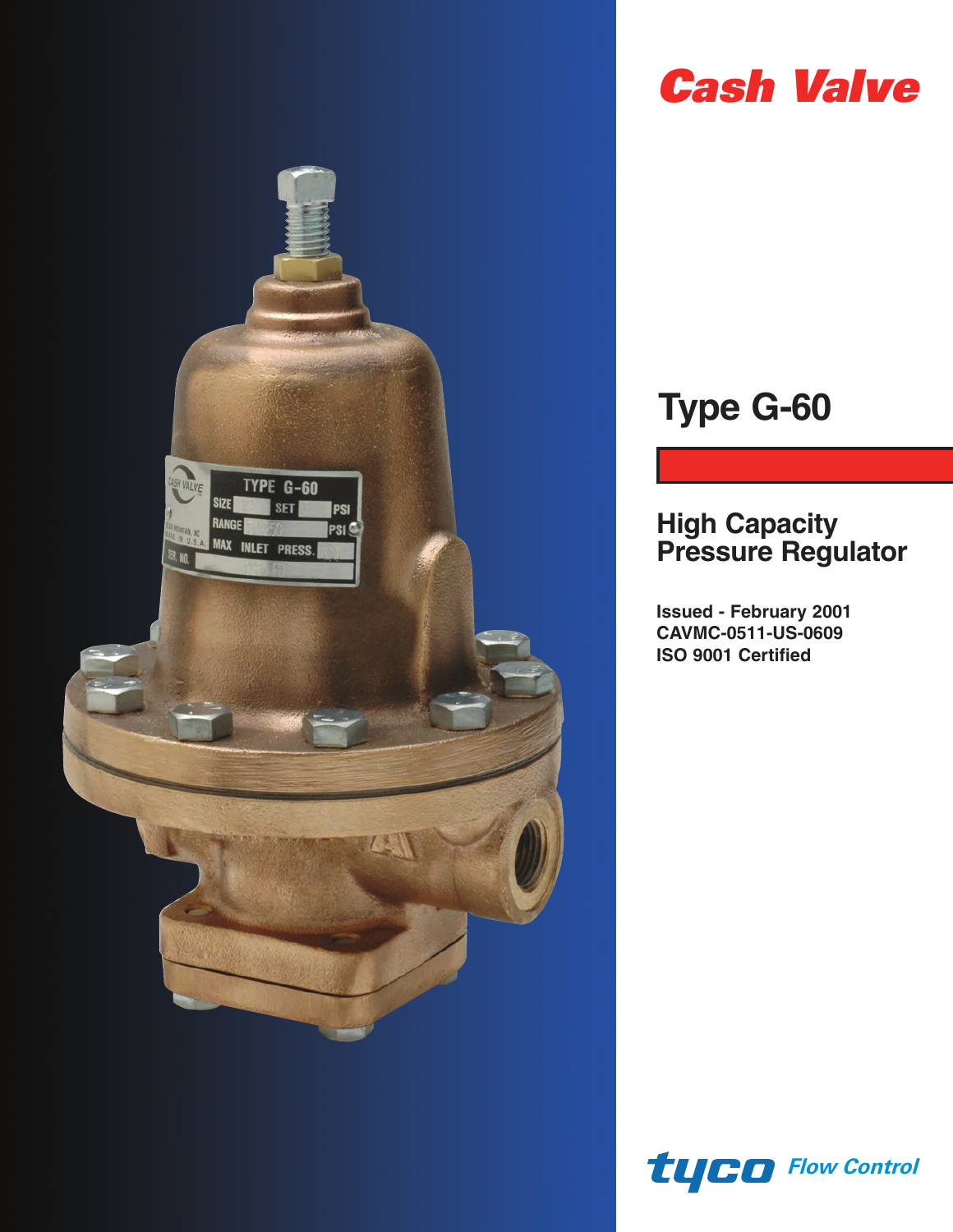# Cash Valve

## Type G-60

### High Capacity Pressure Regulator

**Issued - February 2001**
**CAVMC-0511-US-0609**
**ISO 9001 Certified**

tyco Flow Control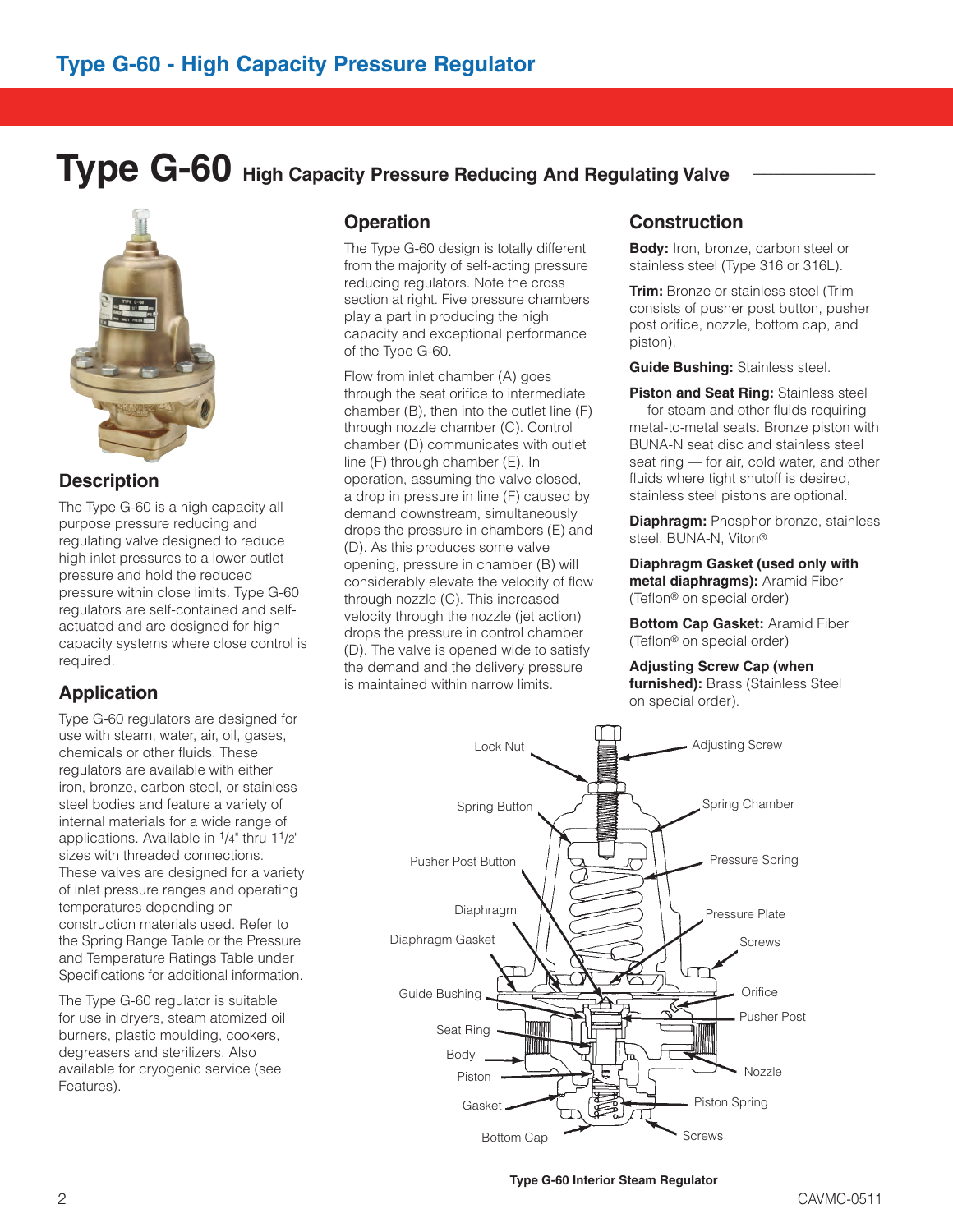# Type G-60 High Capacity Pressure Reducing And Regulating Valve

## Description

The Type G-60 is a high capacity all purpose pressure reducing and regulating valve designed to reduce high inlet pressures to a lower outlet pressure and hold the reduced pressure within close limits. Type G-60 regulators are self-contained and self-actuated and are designed for high capacity systems where close control is required.

## Application

Type G-60 regulators are designed for use with steam, water, air, oil, gases, chemicals or other fluids. These regulators are available with either iron, bronze, carbon steel, or stainless steel bodies and feature a variety of internal materials for a wide range of applications. Available in 1/4" thru 1 1/2" sizes with threaded connections. These valves are designed for a variety of inlet pressure ranges and operating temperatures depending on construction materials used. Refer to the Spring Range Table or the Pressure and Temperature Ratings Table under Specifications for additional information.

The Type G-60 regulator is suitable for use in dryers, steam atomized oil burners, plastic moulding, cookers, degreasers and sterilizers. Also available for cryogenic service (see Features).

## Operation

The Type G-60 design is totally different from the majority of self-acting pressure reducing regulators. Note the cross section at right. Five pressure chambers play a part in producing the high capacity and exceptional performance of the Type G-60.

Flow from inlet chamber (A) goes through the seat orifice to intermediate chamber (B), then into the outlet line (F) through nozzle chamber (C). Control chamber (D) communicates with outlet line (F) through chamber (E). In operation, assuming the valve closed, a drop in pressure in line (F) caused by demand downstream, simultaneously drops the pressure in chambers (E) and (D). As this produces some valve opening, pressure in chamber (B) will considerably elevate the velocity of flow through nozzle (C). This increased velocity through the nozzle (jet action) drops the pressure in control chamber (D). The valve is opened wide to satisfy the demand and the delivery pressure is maintained within narrow limits.

## Construction

**Body:** Iron, bronze, carbon steel or stainless steel (Type 316 or 316L).

**Trim:** Bronze or stainless steel (Trim consists of pusher post button, pusher post orifice, nozzle, bottom cap, and piston).

**Guide Bushing:** Stainless steel.

**Piston and Seat Ring:** Stainless steel — for steam and other fluids requiring metal-to-metal seats. Bronze piston with BUNA-N seat disc and stainless steel seat ring — for air, cold water, and other fluids where tight shutoff is desired, stainless steel pistons are optional.

**Diaphragm:** Phosphor bronze, stainless steel, BUNA-N, Viton®

**Diaphragm Gasket (used only with metal diaphragms):** Aramid Fiber (Teflon® on special order)

**Bottom Cap Gasket:** Aramid Fiber (Teflon® on special order)

**Adjusting Screw Cap (when furnished):** Brass (Stainless Steel on special order).

Lock Nut, Adjusting Screw, Spring Button, Spring Chamber, Pusher Post Button, Pressure Spring, Diaphragm, Pressure Plate, Diaphragm Gasket, Screws, Guide Bushing, Orifice, Pusher Post, Seat Ring, Body, Nozzle, Piston, Gasket, Piston Spring, Bottom Cap, Screws

**Type G-60 Interior Steam Regulator**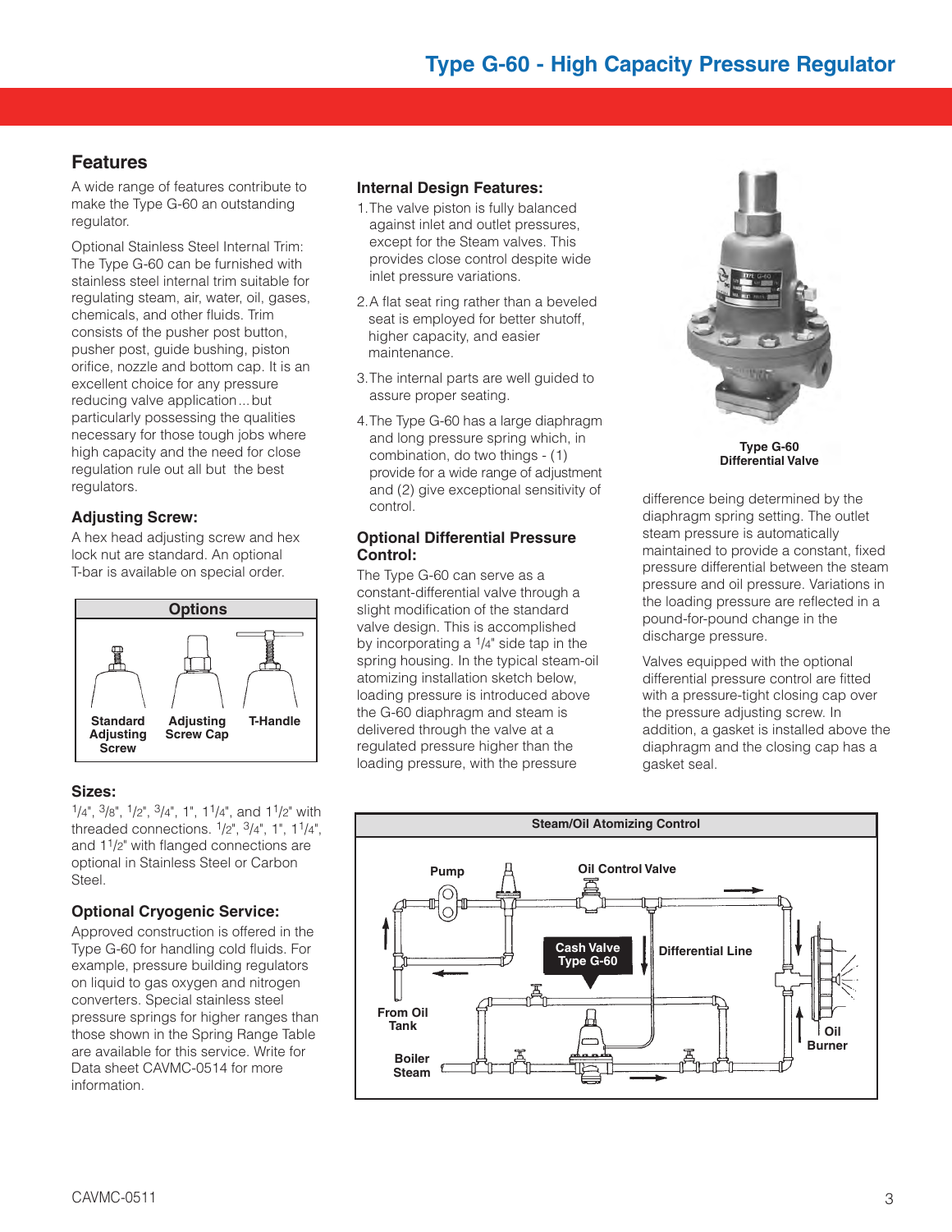# Type G-60 - High Capacity Pressure Regulator

## Features

A wide range of features contribute to make the Type G-60 an outstanding regulator.

Optional Stainless Steel Internal Trim: The Type G-60 can be furnished with stainless steel internal trim suitable for regulating steam, air, water, oil, gases, chemicals, and other fluids. Trim consists of the pusher post button, pusher post, guide bushing, piston orifice, nozzle and bottom cap. It is an excellent choice for any pressure reducing valve application... but particularly possessing the qualities necessary for those tough jobs where high capacity and the need for close regulation rule out all but the best regulators.

### Adjusting Screw:

A hex head adjusting screw and hex lock nut are standard. An optional T-bar is available on special order.

**Options**

Standard Adjusting Screw — Adjusting Screw Cap — T-Handle

### Sizes:

1/4", 3/8", 1/2", 3/4", 1", 1 1/4", and 1 1/2" with threaded connections. 1/2", 3/4", 1", 1 1/4", and 1 1/2" with flanged connections are optional in Stainless Steel or Carbon Steel.

### Optional Cryogenic Service:

Approved construction is offered in the Type G-60 for handling cold fluids. For example, pressure building regulators on liquid to gas oxygen and nitrogen converters. Special stainless steel pressure springs for higher ranges than those shown in the Spring Range Table are available for this service. Write for Data sheet CAVMC-0514 for more information.

### Internal Design Features:

1. The valve piston is fully balanced against inlet and outlet pressures, except for the Steam valves. This provides close control despite wide inlet pressure variations.
2. A flat seat ring rather than a beveled seat is employed for better shutoff, higher capacity, and easier maintenance.
3. The internal parts are well guided to assure proper seating.
4. The Type G-60 has a large diaphragm and long pressure spring which, in combination, do two things - (1) provide for a wide range of adjustment and (2) give exceptional sensitivity of control.

### Optional Differential Pressure Control:

The Type G-60 can serve as a constant-differential valve through a slight modification of the standard valve design. This is accomplished by incorporating a 1/4" side tap in the spring housing. In the typical steam-oil atomizing installation sketch below, loading pressure is introduced above the G-60 diaphragm and steam is delivered through the valve at a regulated pressure higher than the loading pressure, with the pressure difference being determined by the diaphragm spring setting. The outlet steam pressure is automatically maintained to provide a constant, fixed pressure differential between the steam pressure and oil pressure. Variations in the loading pressure are reflected in a pound-for-pound change in the discharge pressure.

Valves equipped with the optional differential pressure control are fitted with a pressure-tight closing cap over the pressure adjusting screw. In addition, a gasket is installed above the diaphragm and the closing cap has a gasket seal.

**Type G-60 Differential Valve**

**Steam/Oil Atomizing Control**

Pump — Oil Control Valve — Cash Valve Type G-60 — Differential Line — From Oil Tank — Boiler Steam — Oil Burner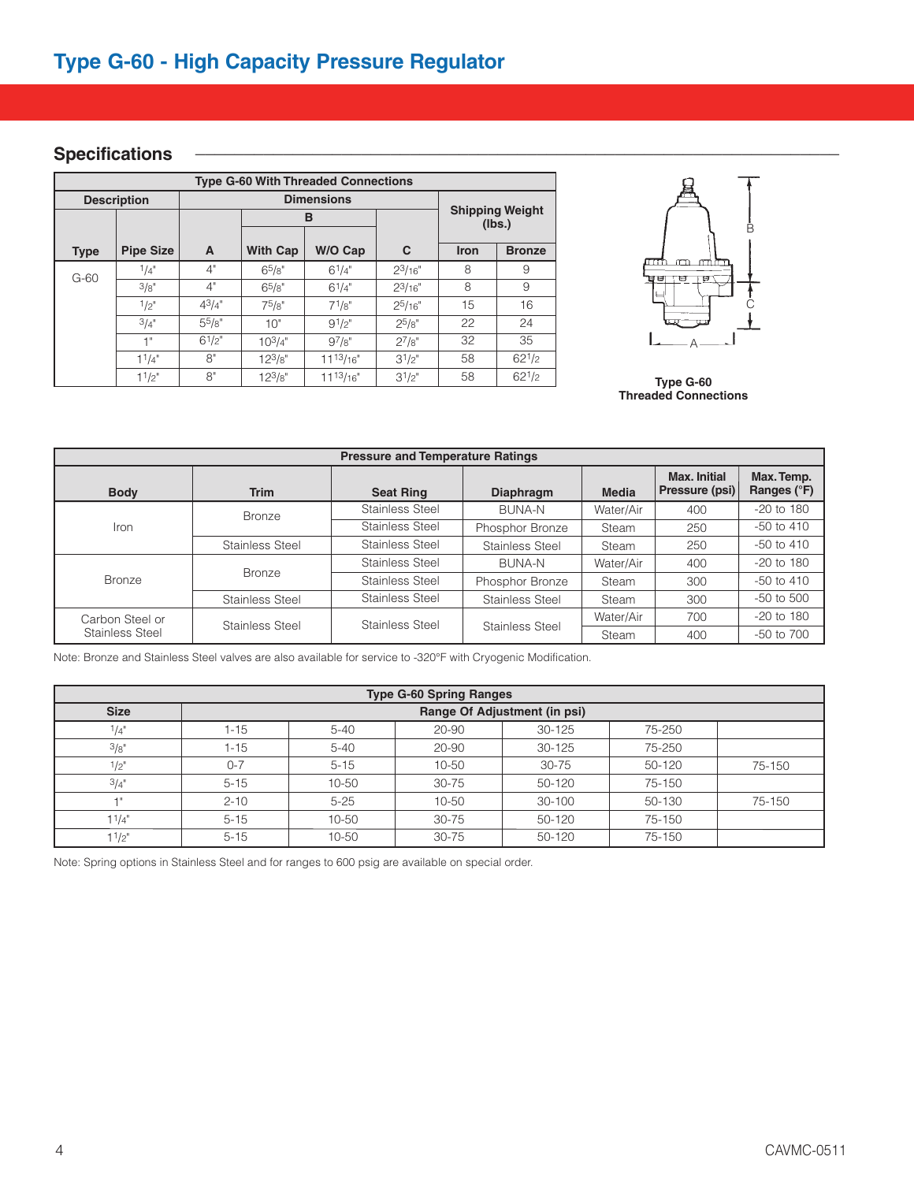# Type G-60 - High Capacity Pressure Regulator

## Specifications

| Type G-60 With Threaded Connections | | | | | | | |
|---|---|---|---|---|---|---|---|
| Description | | Dimensions | | | | Shipping Weight (lbs.) | |
| | | | B | | | | |
| Type | Pipe Size | A | With Cap | W/O Cap | C | Iron | Bronze |
| G-60 | 1/4" | 4" | 6 5/8" | 6 1/4" | 2 3/16" | 8 | 9 |
| | 3/8" | 4" | 6 5/8" | 6 1/4" | 2 3/16" | 8 | 9 |
| | 1/2" | 4 3/4" | 7 5/8" | 7 1/8" | 2 5/16" | 15 | 16 |
| | 3/4" | 5 5/8" | 10" | 9 1/2" | 2 5/8" | 22 | 24 |
| | 1" | 6 1/2" | 10 3/4" | 9 7/8" | 2 7/8" | 32 | 35 |
| | 1 1/4" | 8" | 12 3/8" | 11 13/16" | 3 1/2" | 58 | 62 1/2 |
| | 1 1/2" | 8" | 12 3/8" | 11 13/16" | 3 1/2" | 58 | 62 1/2 |

Type G-60
Threaded Connections

| Pressure and Temperature Ratings | | | | | | |
|---|---|---|---|---|---|---|
| Body | Trim | Seat Ring | Diaphragm | Media | Max. Initial Pressure (psi) | Max. Temp. Ranges (°F) |
| Iron | Bronze | Stainless Steel | BUNA-N | Water/Air | 400 | -20 to 180 |
| | | Stainless Steel | Phosphor Bronze | Steam | 250 | -50 to 410 |
| | Stainless Steel | Stainless Steel | Stainless Steel | Steam | 250 | -50 to 410 |
| Bronze | Bronze | Stainless Steel | BUNA-N | Water/Air | 400 | -20 to 180 |
| | | Stainless Steel | Phosphor Bronze | Steam | 300 | -50 to 410 |
| | Stainless Steel | Stainless Steel | Stainless Steel | Steam | 300 | -50 to 500 |
| Carbon Steel or Stainless Steel | Stainless Steel | Stainless Steel | Stainless Steel | Water/Air | 700 | -20 to 180 |
| | | | | Steam | 400 | -50 to 700 |

Note: Bronze and Stainless Steel valves are also available for service to -320°F with Cryogenic Modification.

| Type G-60 Spring Ranges | | | | | | |
|---|---|---|---|---|---|---|
| Size | Range Of Adjustment (in psi) | | | | | |
| 1/4" | 1-15 | 5-40 | 20-90 | 30-125 | 75-250 | |
| 3/8" | 1-15 | 5-40 | 20-90 | 30-125 | 75-250 | |
| 1/2" | 0-7 | 5-15 | 10-50 | 30-75 | 50-120 | 75-150 |
| 3/4" | 5-15 | 10-50 | 30-75 | 50-120 | 75-150 | |
| 1" | 2-10 | 5-25 | 10-50 | 30-100 | 50-130 | 75-150 |
| 1 1/4" | 5-15 | 10-50 | 30-75 | 50-120 | 75-150 | |
| 1 1/2" | 5-15 | 10-50 | 30-75 | 50-120 | 75-150 | |

Note: Spring options in Stainless Steel and for ranges to 600 psig are available on special order.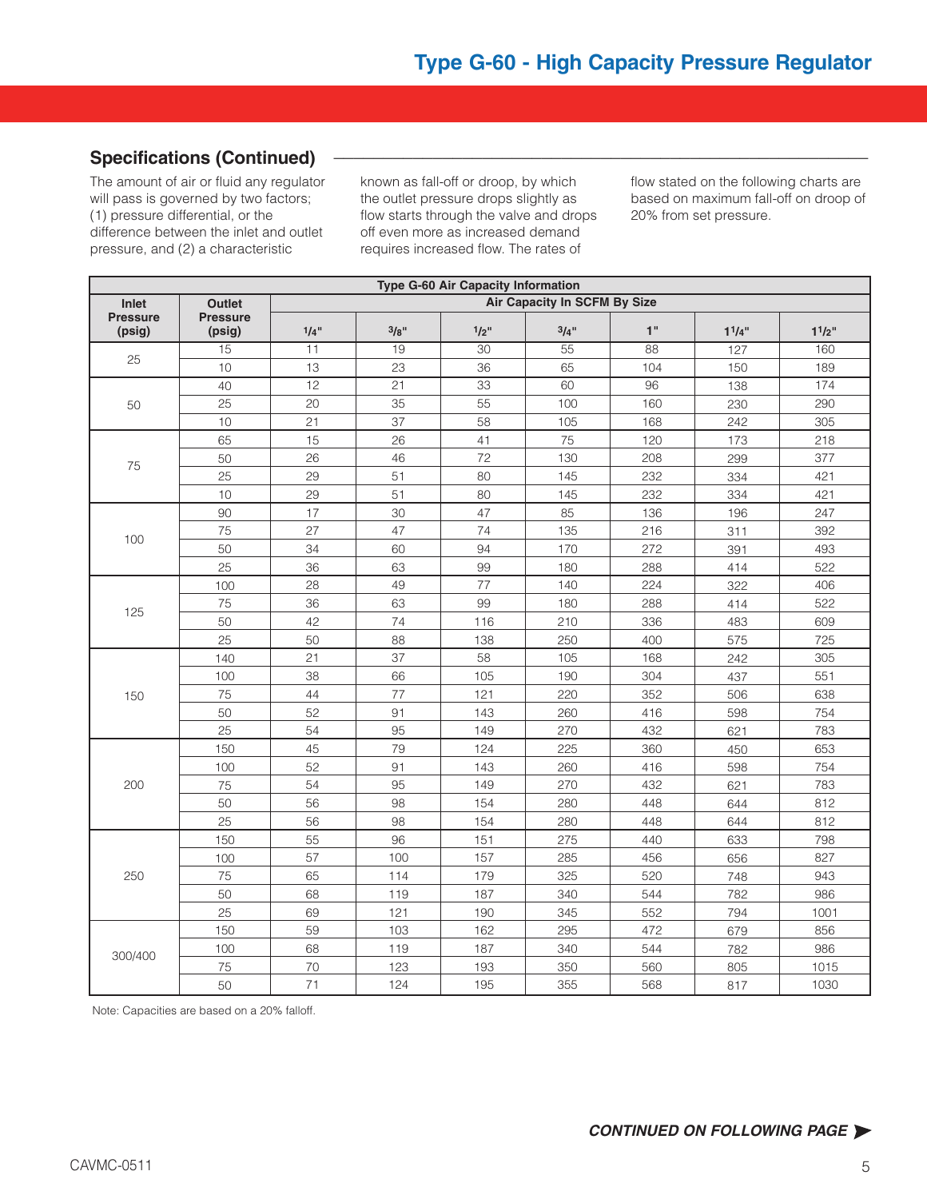## Specifications (Continued)

The amount of air or fluid any regulator will pass is governed by two factors; (1) pressure differential, or the difference between the inlet and outlet pressure, and (2) a characteristic known as fall-off or droop, by which the outlet pressure drops slightly as flow starts through the valve and drops off even more as increased demand requires increased flow. The rates of flow stated on the following charts are based on maximum fall-off on droop of 20% from set pressure.

| Type G-60 Air Capacity Information | | | | | | | | |
|---|---|---|---|---|---|---|---|---|
| Inlet Pressure (psig) | Outlet Pressure (psig) | Air Capacity In SCFM By Size | | | | | | |
| | | 1/4" | 3/8" | 1/2" | 3/4" | 1" | 1 1/4" | 1 1/2" |
| 25 | 15 | 11 | 19 | 30 | 55 | 88 | 127 | 160 |
| | 10 | 13 | 23 | 36 | 65 | 104 | 150 | 189 |
| 50 | 40 | 12 | 21 | 33 | 60 | 96 | 138 | 174 |
| | 25 | 20 | 35 | 55 | 100 | 160 | 230 | 290 |
| | 10 | 21 | 37 | 58 | 105 | 168 | 242 | 305 |
| 75 | 65 | 15 | 26 | 41 | 75 | 120 | 173 | 218 |
| | 50 | 26 | 46 | 72 | 130 | 208 | 299 | 377 |
| | 25 | 29 | 51 | 80 | 145 | 232 | 334 | 421 |
| | 10 | 29 | 51 | 80 | 145 | 232 | 334 | 421 |
| 100 | 90 | 17 | 30 | 47 | 85 | 136 | 196 | 247 |
| | 75 | 27 | 47 | 74 | 135 | 216 | 311 | 392 |
| | 50 | 34 | 60 | 94 | 170 | 272 | 391 | 493 |
| | 25 | 36 | 63 | 99 | 180 | 288 | 414 | 522 |
| 125 | 100 | 28 | 49 | 77 | 140 | 224 | 322 | 406 |
| | 75 | 36 | 63 | 99 | 180 | 288 | 414 | 522 |
| | 50 | 42 | 74 | 116 | 210 | 336 | 483 | 609 |
| | 25 | 50 | 88 | 138 | 250 | 400 | 575 | 725 |
| 150 | 140 | 21 | 37 | 58 | 105 | 168 | 242 | 305 |
| | 100 | 38 | 66 | 105 | 190 | 304 | 437 | 551 |
| | 75 | 44 | 77 | 121 | 220 | 352 | 506 | 638 |
| | 50 | 52 | 91 | 143 | 260 | 416 | 598 | 754 |
| | 25 | 54 | 95 | 149 | 270 | 432 | 621 | 783 |
| 200 | 150 | 45 | 79 | 124 | 225 | 360 | 450 | 653 |
| | 100 | 52 | 91 | 143 | 260 | 416 | 598 | 754 |
| | 75 | 54 | 95 | 149 | 270 | 432 | 621 | 783 |
| | 50 | 56 | 98 | 154 | 280 | 448 | 644 | 812 |
| | 25 | 56 | 98 | 154 | 280 | 448 | 644 | 812 |
| 250 | 150 | 55 | 96 | 151 | 275 | 440 | 633 | 798 |
| | 100 | 57 | 100 | 157 | 285 | 456 | 656 | 827 |
| | 75 | 65 | 114 | 179 | 325 | 520 | 748 | 943 |
| | 50 | 68 | 119 | 187 | 340 | 544 | 782 | 986 |
| | 25 | 69 | 121 | 190 | 345 | 552 | 794 | 1001 |
| 300/400 | 150 | 59 | 103 | 162 | 295 | 472 | 679 | 856 |
| | 100 | 68 | 119 | 187 | 340 | 544 | 782 | 986 |
| | 75 | 70 | 123 | 193 | 350 | 560 | 805 | 1015 |
| | 50 | 71 | 124 | 195 | 355 | 568 | 817 | 1030 |

Note: Capacities are based on a 20% falloff.

***CONTINUED ON FOLLOWING PAGE***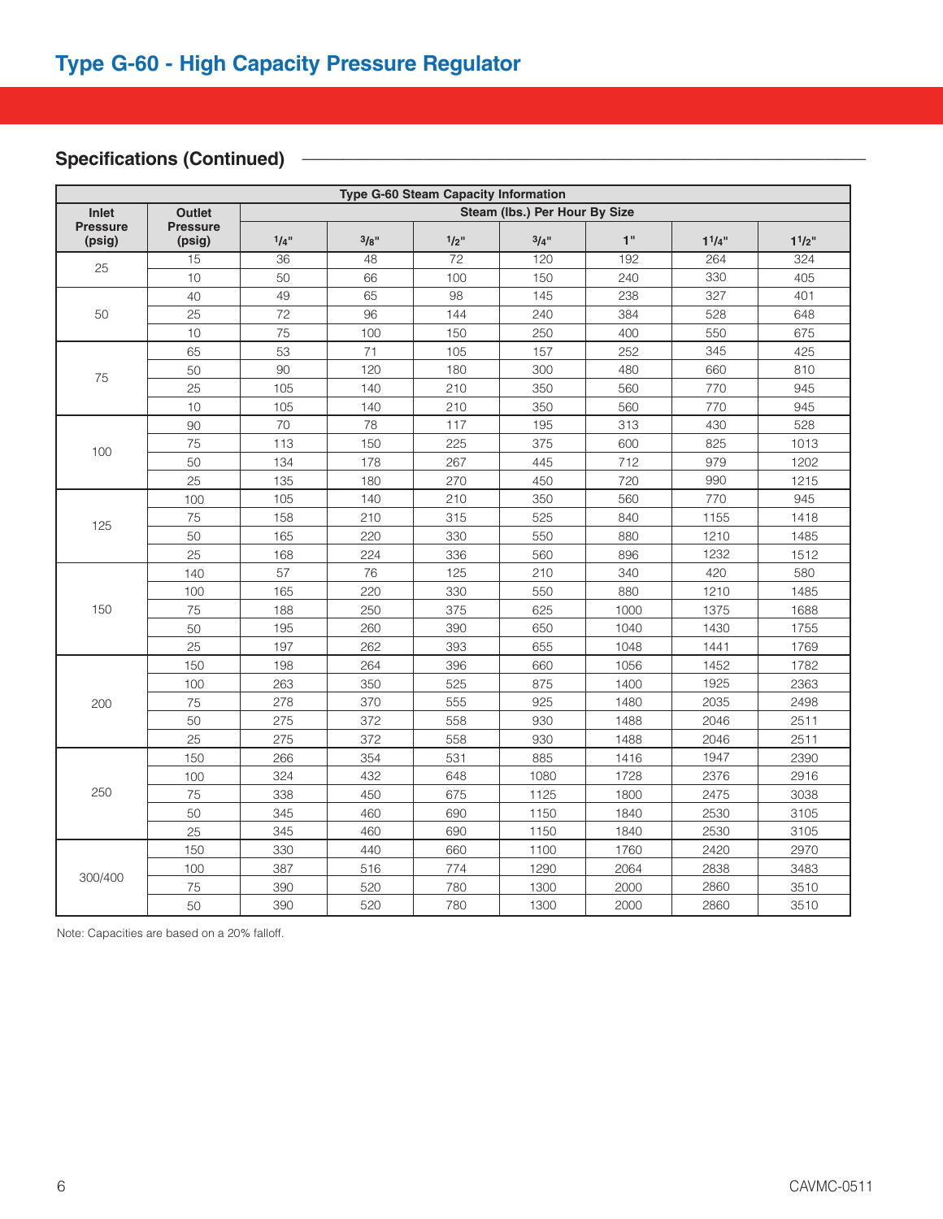## Type G-60 - High Capacity Pressure Regulator

### Specifications (Continued)

| Type G-60 Steam Capacity Information | | | | | | | | |
|---|---|---|---|---|---|---|---|---|
| Inlet Pressure (psig) | Outlet Pressure (psig) | Steam (lbs.) Per Hour By Size | | | | | | |
| | | 1/4" | 3/8" | 1/2" | 3/4" | 1" | 1 1/4" | 1 1/2" |
| 25 | 15 | 36 | 48 | 72 | 120 | 192 | 264 | 324 |
| | 10 | 50 | 66 | 100 | 150 | 240 | 330 | 405 |
| 50 | 40 | 49 | 65 | 98 | 145 | 238 | 327 | 401 |
| | 25 | 72 | 96 | 144 | 240 | 384 | 528 | 648 |
| | 10 | 75 | 100 | 150 | 250 | 400 | 550 | 675 |
| 75 | 65 | 53 | 71 | 105 | 157 | 252 | 345 | 425 |
| | 50 | 90 | 120 | 180 | 300 | 480 | 660 | 810 |
| | 25 | 105 | 140 | 210 | 350 | 560 | 770 | 945 |
| | 10 | 105 | 140 | 210 | 350 | 560 | 770 | 945 |
| 100 | 90 | 70 | 78 | 117 | 195 | 313 | 430 | 528 |
| | 75 | 113 | 150 | 225 | 375 | 600 | 825 | 1013 |
| | 50 | 134 | 178 | 267 | 445 | 712 | 979 | 1202 |
| | 25 | 135 | 180 | 270 | 450 | 720 | 990 | 1215 |
| 125 | 100 | 105 | 140 | 210 | 350 | 560 | 770 | 945 |
| | 75 | 158 | 210 | 315 | 525 | 840 | 1155 | 1418 |
| | 50 | 165 | 220 | 330 | 550 | 880 | 1210 | 1485 |
| | 25 | 168 | 224 | 336 | 560 | 896 | 1232 | 1512 |
| 150 | 140 | 57 | 76 | 125 | 210 | 340 | 420 | 580 |
| | 100 | 165 | 220 | 330 | 550 | 880 | 1210 | 1485 |
| | 75 | 188 | 250 | 375 | 625 | 1000 | 1375 | 1688 |
| | 50 | 195 | 260 | 390 | 650 | 1040 | 1430 | 1755 |
| | 25 | 197 | 262 | 393 | 655 | 1048 | 1441 | 1769 |
| 200 | 150 | 198 | 264 | 396 | 660 | 1056 | 1452 | 1782 |
| | 100 | 263 | 350 | 525 | 875 | 1400 | 1925 | 2363 |
| | 75 | 278 | 370 | 555 | 925 | 1480 | 2035 | 2498 |
| | 50 | 275 | 372 | 558 | 930 | 1488 | 2046 | 2511 |
| | 25 | 275 | 372 | 558 | 930 | 1488 | 2046 | 2511 |
| 250 | 150 | 266 | 354 | 531 | 885 | 1416 | 1947 | 2390 |
| | 100 | 324 | 432 | 648 | 1080 | 1728 | 2376 | 2916 |
| | 75 | 338 | 450 | 675 | 1125 | 1800 | 2475 | 3038 |
| | 50 | 345 | 460 | 690 | 1150 | 1840 | 2530 | 3105 |
| | 25 | 345 | 460 | 690 | 1150 | 1840 | 2530 | 3105 |
| 300/400 | 150 | 330 | 440 | 660 | 1100 | 1760 | 2420 | 2970 |
| | 100 | 387 | 516 | 774 | 1290 | 2064 | 2838 | 3483 |
| | 75 | 390 | 520 | 780 | 1300 | 2000 | 2860 | 3510 |
| | 50 | 390 | 520 | 780 | 1300 | 2000 | 2860 | 3510 |

Note: Capacities are based on a 20% falloff.

CAVMC-0511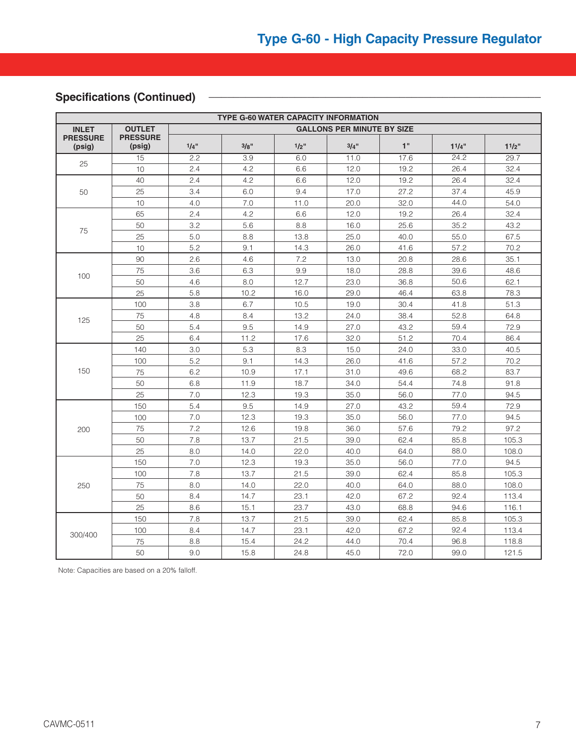# Type G-60 - High Capacity Pressure Regulator

## Specifications (Continued)

| TYPE G-60 WATER CAPACITY INFORMATION | | | | | | | | |
|---|---|---|---|---|---|---|---|---|
| INLET PRESSURE (psig) | OUTLET PRESSURE (psig) | GALLONS PER MINUTE BY SIZE | | | | | | |
| | | 1/4" | 3/8" | 1/2" | 3/4" | 1" | 1 1/4" | 1 1/2" |
| 25 | 15 | 2.2 | 3.9 | 6.0 | 11.0 | 17.6 | 24.2 | 29.7 |
| | 10 | 2.4 | 4.2 | 6.6 | 12.0 | 19.2 | 26.4 | 32.4 |
| 50 | 40 | 2.4 | 4.2 | 6.6 | 12.0 | 19.2 | 26.4 | 32.4 |
| | 25 | 3.4 | 6.0 | 9.4 | 17.0 | 27.2 | 37.4 | 45.9 |
| | 10 | 4.0 | 7.0 | 11.0 | 20.0 | 32.0 | 44.0 | 54.0 |
| 75 | 65 | 2.4 | 4.2 | 6.6 | 12.0 | 19.2 | 26.4 | 32.4 |
| | 50 | 3.2 | 5.6 | 8.8 | 16.0 | 25.6 | 35.2 | 43.2 |
| | 25 | 5.0 | 8.8 | 13.8 | 25.0 | 40.0 | 55.0 | 67.5 |
| | 10 | 5.2 | 9.1 | 14.3 | 26.0 | 41.6 | 57.2 | 70.2 |
| 100 | 90 | 2.6 | 4.6 | 7.2 | 13.0 | 20.8 | 28.6 | 35.1 |
| | 75 | 3.6 | 6.3 | 9.9 | 18.0 | 28.8 | 39.6 | 48.6 |
| | 50 | 4.6 | 8.0 | 12.7 | 23.0 | 36.8 | 50.6 | 62.1 |
| | 25 | 5.8 | 10.2 | 16.0 | 29.0 | 46.4 | 63.8 | 78.3 |
| 125 | 100 | 3.8 | 6.7 | 10.5 | 19.0 | 30.4 | 41.8 | 51.3 |
| | 75 | 4.8 | 8.4 | 13.2 | 24.0 | 38.4 | 52.8 | 64.8 |
| | 50 | 5.4 | 9.5 | 14.9 | 27.0 | 43.2 | 59.4 | 72.9 |
| | 25 | 6.4 | 11.2 | 17.6 | 32.0 | 51.2 | 70.4 | 86.4 |
| 150 | 140 | 3.0 | 5.3 | 8.3 | 15.0 | 24.0 | 33.0 | 40.5 |
| | 100 | 5.2 | 9.1 | 14.3 | 26.0 | 41.6 | 57.2 | 70.2 |
| | 75 | 6.2 | 10.9 | 17.1 | 31.0 | 49.6 | 68.2 | 83.7 |
| | 50 | 6.8 | 11.9 | 18.7 | 34.0 | 54.4 | 74.8 | 91.8 |
| | 25 | 7.0 | 12.3 | 19.3 | 35.0 | 56.0 | 77.0 | 94.5 |
| 200 | 150 | 5.4 | 9.5 | 14.9 | 27.0 | 43.2 | 59.4 | 72.9 |
| | 100 | 7.0 | 12.3 | 19.3 | 35.0 | 56.0 | 77.0 | 94.5 |
| | 75 | 7.2 | 12.6 | 19.8 | 36.0 | 57.6 | 79.2 | 97.2 |
| | 50 | 7.8 | 13.7 | 21.5 | 39.0 | 62.4 | 85.8 | 105.3 |
| | 25 | 8.0 | 14.0 | 22.0 | 40.0 | 64.0 | 88.0 | 108.0 |
| 250 | 150 | 7.0 | 12.3 | 19.3 | 35.0 | 56.0 | 77.0 | 94.5 |
| | 100 | 7.8 | 13.7 | 21.5 | 39.0 | 62.4 | 85.8 | 105.3 |
| | 75 | 8.0 | 14.0 | 22.0 | 40.0 | 64.0 | 88.0 | 108.0 |
| | 50 | 8.4 | 14.7 | 23.1 | 42.0 | 67.2 | 92.4 | 113.4 |
| | 25 | 8.6 | 15.1 | 23.7 | 43.0 | 68.8 | 94.6 | 116.1 |
| 300/400 | 150 | 7.8 | 13.7 | 21.5 | 39.0 | 62.4 | 85.8 | 105.3 |
| | 100 | 8.4 | 14.7 | 23.1 | 42.0 | 67.2 | 92.4 | 113.4 |
| | 75 | 8.8 | 15.4 | 24.2 | 44.0 | 70.4 | 96.8 | 118.8 |
| | 50 | 9.0 | 15.8 | 24.8 | 45.0 | 72.0 | 99.0 | 121.5 |

Note: Capacities are based on a 20% falloff.

CAVMC-0511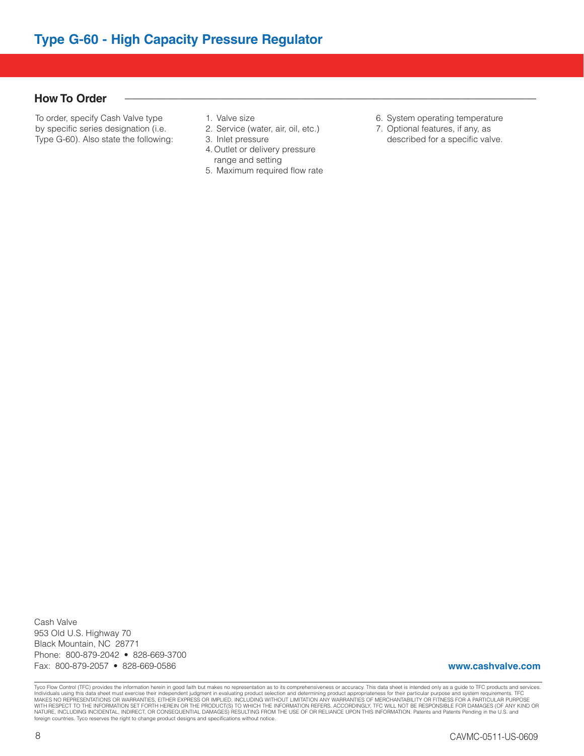## How To Order

To order, specify Cash Valve type by specific series designation (i.e. Type G-60). Also state the following:

1. Valve size
2. Service (water, air, oil, etc.)
3. Inlet pressure
4. Outlet or delivery pressure range and setting
5. Maximum required flow rate
6. System operating temperature
7. Optional features, if any, as described for a specific valve.

Cash Valve
953 Old U.S. Highway 70
Black Mountain, NC 28771
Phone: 800-879-2042 • 828-669-3700
Fax: 800-879-2057 • 828-669-0586

**www.cashvalve.com**

Tyco Flow Control (TFC) provides the information herein in good faith but makes no representation as to its comprehensiveness or accuracy. This data sheet is intended only as a guide to TFC products and services. Individuals using this data sheet must exercise their independent judgment in evaluating product selection and determining product appropriateness for their particular purpose and system requirements. TFC MAKES NO REPRESENTATIONS OR WARRANTIES, EITHER EXPRESS OR IMPLIED, INCLUDING WITHOUT LIMITATION ANY WARRANTIES OF MERCHANTABILITY OR FITNESS FOR A PARTICULAR PURPOSE WITH RESPECT TO THE INFORMATION SET FORTH HEREIN OR THE PRODUCT(S) TO WHICH THE INFORMATION REFERS. ACCORDINGLY, TFC WILL NOT BE RESPONSIBLE FOR DAMAGES (OF ANY KIND OR NATURE, INCLUDING INCIDENTAL, INDIRECT, OR CONSEQUENTIAL DAMAGES) RESULTING FROM THE USE OF OR RELIANCE UPON THIS INFORMATION. Patents and Patents Pending in the U.S. and foreign countries. Tyco reserves the right to change product designs and specifications without notice.

CAVMC-0511-US-0609